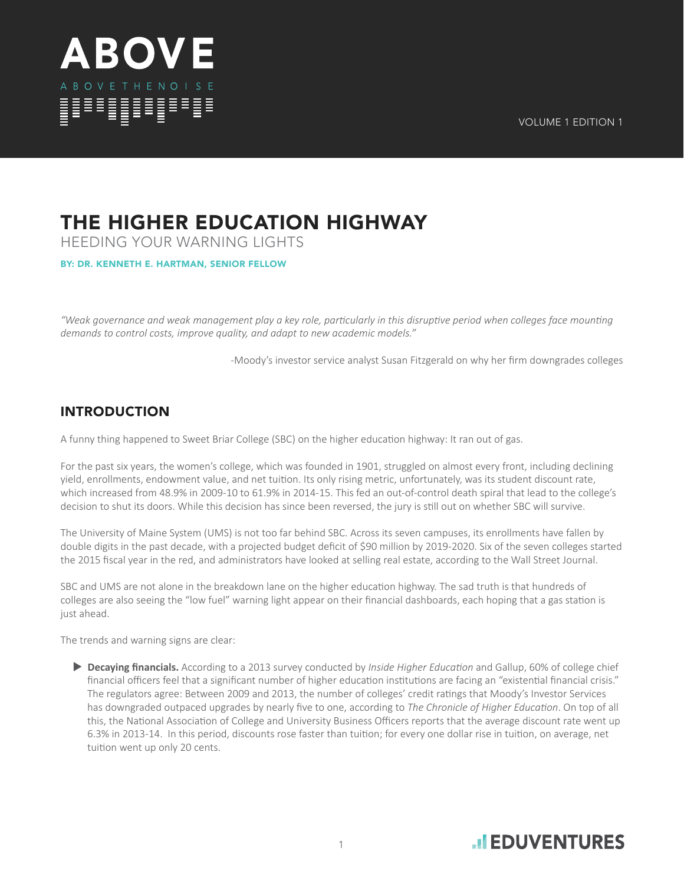# ABOVE

ABOVE THE NOISE

VOLUME 1 EDITION 1

## THE HIGHER EDUCATION HIGHWAY

HEEDING YOUR WARNING LIGHTS

**BY: DR. KENNETH E. HARTMAN, SENIOR FELLOW**

*"Weak governance and weak management play a key role, particularly in this disruptive period when colleges face mounting demands to control costs, improve quality, and adapt to new academic models."*

-Moody's investor service analyst Susan Fitzgerald on why her firm downgrades colleges

## INTRODUCTION

A funny thing happened to Sweet Briar College (SBC) on the higher education highway: It ran out of gas.

For the past six years, the women's college, which was founded in 1901, struggled on almost every front, including declining yield, enrollments, endowment value, and net tuition. Its only rising metric, unfortunately, was its student discount rate, which increased from 48.9% in 2009-10 to 61.9% in 2014-15. This fed an out-of-control death spiral that lead to the college's decision to shut its doors. While this decision has since been reversed, the jury is still out on whether SBC will survive.

The University of Maine System (UMS) is not too far behind SBC. Across its seven campuses, its enrollments have fallen by double digits in the past decade, with a projected budget deficit of $90 million by 2019-2020. Six of the seven colleges started the 2015 fiscal year in the red, and administrators have looked at selling real estate, according to the Wall Street Journal.

SBC and UMS are not alone in the breakdown lane on the higher education highway. The sad truth is that hundreds of colleges are also seeing the "low fuel" warning light appear on their financial dashboards, each hoping that a gas station is just ahead.

The trends and warning signs are clear:

- **Decaying financials.** According to a 2013 survey conducted by *Inside Higher Education* and Gallup, 60% of college chief financial officers feel that a significant number of higher education institutions are facing an "existential financial crisis." The regulators agree: Between 2009 and 2013, the number of colleges' credit ratings that Moody's Investor Services has downgraded outpaced upgrades by nearly five to one, according to *The Chronicle of Higher Education*. On top of all this, the National Association of College and University Business Officers reports that the average discount rate went up 6.3% in 2013-14. In this period, discounts rose faster than tuition; for every one dollar rise in tuition, on average, net tuition went up only 20 cents.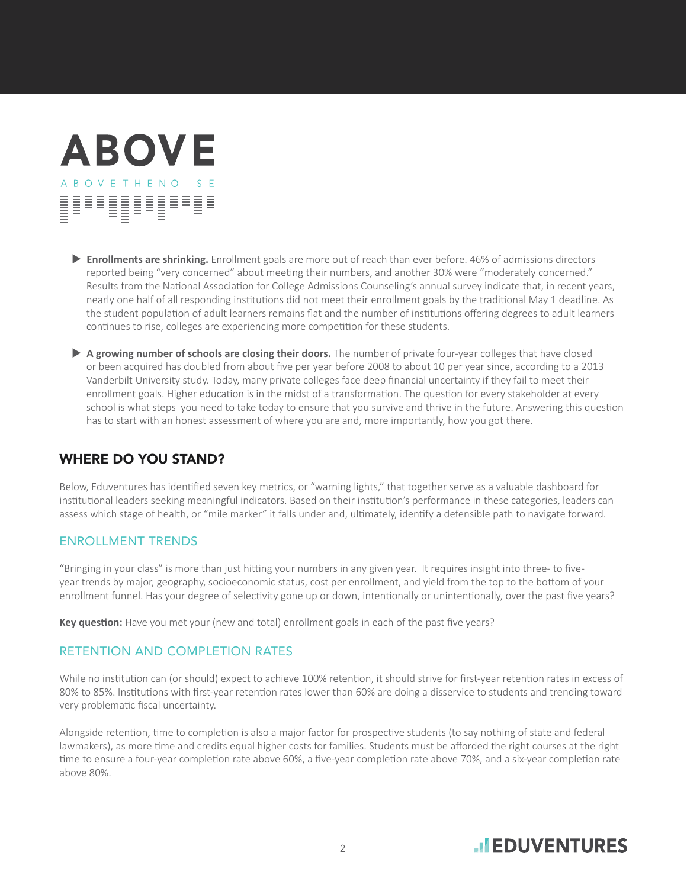# ABOVE

ABOVE THE NOISE

- **Enrollments are shrinking.** Enrollment goals are more out of reach than ever before. 46% of admissions directors reported being "very concerned" about meeting their numbers, and another 30% were "moderately concerned." Results from the National Association for College Admissions Counseling's annual survey indicate that, in recent years, nearly one half of all responding institutions did not meet their enrollment goals by the traditional May 1 deadline. As the student population of adult learners remains flat and the number of institutions offering degrees to adult learners continues to rise, colleges are experiencing more competition for these students.

- **A growing number of schools are closing their doors.** The number of private four-year colleges that have closed or been acquired has doubled from about five per year before 2008 to about 10 per year since, according to a 2013 Vanderbilt University study. Today, many private colleges face deep financial uncertainty if they fail to meet their enrollment goals. Higher education is in the midst of a transformation. The question for every stakeholder at every school is what steps you need to take today to ensure that you survive and thrive in the future. Answering this question has to start with an honest assessment of where you are and, more importantly, how you got there.

## WHERE DO YOU STAND?

Below, Eduventures has identified seven key metrics, or "warning lights," that together serve as a valuable dashboard for institutional leaders seeking meaningful indicators. Based on their institution's performance in these categories, leaders can assess which stage of health, or "mile marker" it falls under and, ultimately, identify a defensible path to navigate forward.

### ENROLLMENT TRENDS

"Bringing in your class" is more than just hitting your numbers in any given year. It requires insight into three- to five-year trends by major, geography, socioeconomic status, cost per enrollment, and yield from the top to the bottom of your enrollment funnel. Has your degree of selectivity gone up or down, intentionally or unintentionally, over the past five years?

**Key question:** Have you met your (new and total) enrollment goals in each of the past five years?

### RETENTION AND COMPLETION RATES

While no institution can (or should) expect to achieve 100% retention, it should strive for first-year retention rates in excess of 80% to 85%. Institutions with first-year retention rates lower than 60% are doing a disservice to students and trending toward very problematic fiscal uncertainty.

Alongside retention, time to completion is also a major factor for prospective students (to say nothing of state and federal lawmakers), as more time and credits equal higher costs for families. Students must be afforded the right courses at the right time to ensure a four-year completion rate above 60%, a five-year completion rate above 70%, and a six-year completion rate above 80%.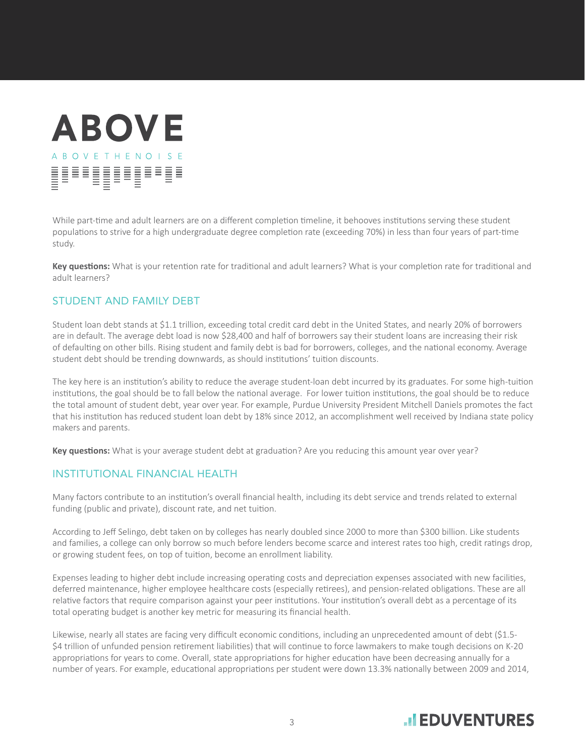While part-time and adult learners are on a different completion timeline, it behooves institutions serving these student populations to strive for a high undergraduate degree completion rate (exceeding 70%) in less than four years of part-time study.

**Key questions:** What is your retention rate for traditional and adult learners? What is your completion rate for traditional and adult learners?

## STUDENT AND FAMILY DEBT

Student loan debt stands at $1.1 trillion, exceeding total credit card debt in the United States, and nearly 20% of borrowers are in default. The average debt load is now $28,400 and half of borrowers say their student loans are increasing their risk of defaulting on other bills. Rising student and family debt is bad for borrowers, colleges, and the national economy. Average student debt should be trending downwards, as should institutions' tuition discounts.

The key here is an institution's ability to reduce the average student-loan debt incurred by its graduates. For some high-tuition institutions, the goal should be to fall below the national average. For lower tuition institutions, the goal should be to reduce the total amount of student debt, year over year. For example, Purdue University President Mitchell Daniels promotes the fact that his institution has reduced student loan debt by 18% since 2012, an accomplishment well received by Indiana state policy makers and parents.

**Key questions:** What is your average student debt at graduation? Are you reducing this amount year over year?

## INSTITUTIONAL FINANCIAL HEALTH

Many factors contribute to an institution's overall financial health, including its debt service and trends related to external funding (public and private), discount rate, and net tuition.

According to Jeff Selingo, debt taken on by colleges has nearly doubled since 2000 to more than $300 billion. Like students and families, a college can only borrow so much before lenders become scarce and interest rates too high, credit ratings drop, or growing student fees, on top of tuition, become an enrollment liability.

Expenses leading to higher debt include increasing operating costs and depreciation expenses associated with new facilities, deferred maintenance, higher employee healthcare costs (especially retirees), and pension-related obligations. These are all relative factors that require comparison against your peer institutions. Your institution's overall debt as a percentage of its total operating budget is another key metric for measuring its financial health.

Likewise, nearly all states are facing very difficult economic conditions, including an unprecedented amount of debt ($1.5-$4 trillion of unfunded pension retirement liabilities) that will continue to force lawmakers to make tough decisions on K-20 appropriations for years to come. Overall, state appropriations for higher education have been decreasing annually for a number of years. For example, educational appropriations per student were down 13.3% nationally between 2009 and 2014,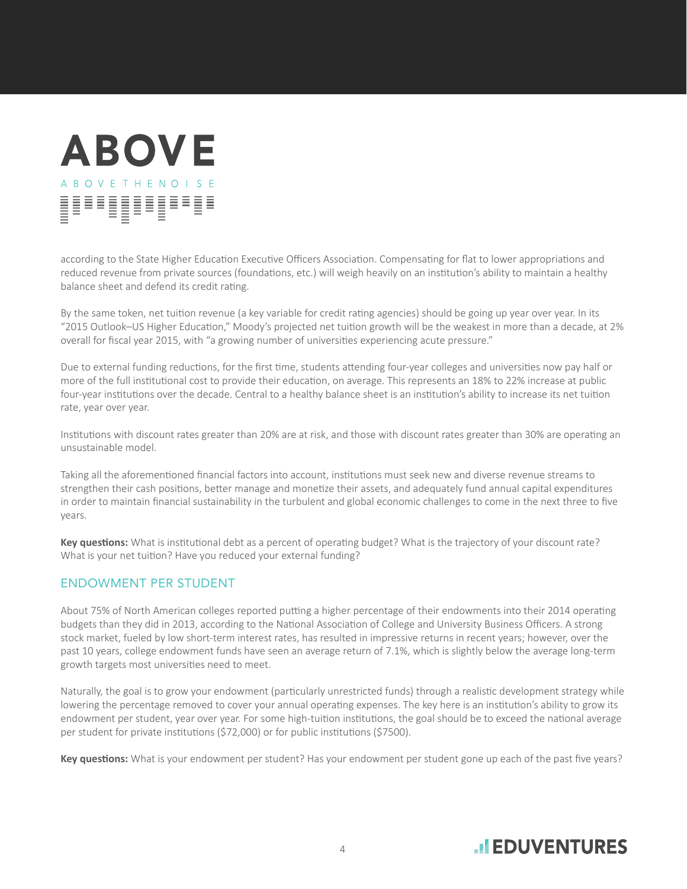according to the State Higher Education Executive Officers Association. Compensating for flat to lower appropriations and reduced revenue from private sources (foundations, etc.) will weigh heavily on an institution's ability to maintain a healthy balance sheet and defend its credit rating.

By the same token, net tuition revenue (a key variable for credit rating agencies) should be going up year over year. In its "2015 Outlook–US Higher Education," Moody's projected net tuition growth will be the weakest in more than a decade, at 2% overall for fiscal year 2015, with "a growing number of universities experiencing acute pressure."

Due to external funding reductions, for the first time, students attending four-year colleges and universities now pay half or more of the full institutional cost to provide their education, on average. This represents an 18% to 22% increase at public four-year institutions over the decade. Central to a healthy balance sheet is an institution's ability to increase its net tuition rate, year over year.

Institutions with discount rates greater than 20% are at risk, and those with discount rates greater than 30% are operating an unsustainable model.

Taking all the aforementioned financial factors into account, institutions must seek new and diverse revenue streams to strengthen their cash positions, better manage and monetize their assets, and adequately fund annual capital expenditures in order to maintain financial sustainability in the turbulent and global economic challenges to come in the next three to five years.

**Key questions:** What is institutional debt as a percent of operating budget? What is the trajectory of your discount rate? What is your net tuition? Have you reduced your external funding?

## ENDOWMENT PER STUDENT

About 75% of North American colleges reported putting a higher percentage of their endowments into their 2014 operating budgets than they did in 2013, according to the National Association of College and University Business Officers. A strong stock market, fueled by low short-term interest rates, has resulted in impressive returns in recent years; however, over the past 10 years, college endowment funds have seen an average return of 7.1%, which is slightly below the average long-term growth targets most universities need to meet.

Naturally, the goal is to grow your endowment (particularly unrestricted funds) through a realistic development strategy while lowering the percentage removed to cover your annual operating expenses. The key here is an institution's ability to grow its endowment per student, year over year. For some high-tuition institutions, the goal should be to exceed the national average per student for private institutions ($72,000) or for public institutions ($7500).

**Key questions:** What is your endowment per student? Has your endowment per student gone up each of the past five years?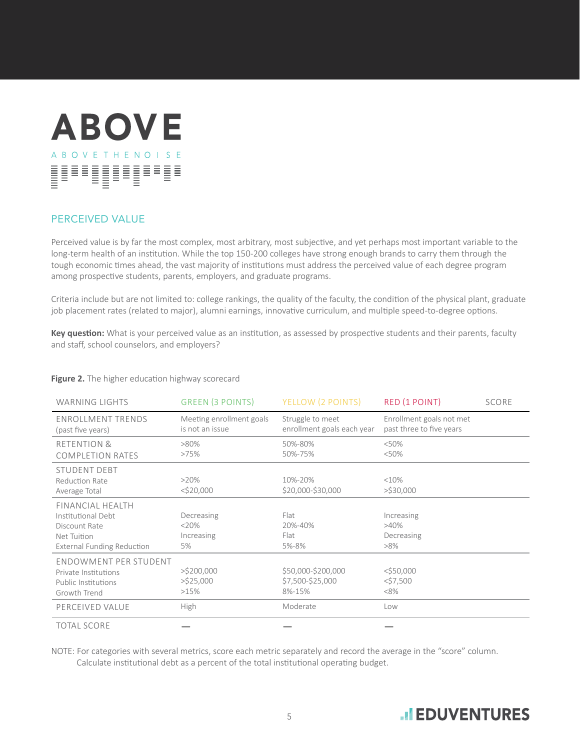## PERCEIVED VALUE

Perceived value is by far the most complex, most arbitrary, most subjective, and yet perhaps most important variable to the long-term health of an institution. While the top 150-200 colleges have strong enough brands to carry them through the tough economic times ahead, the vast majority of institutions must address the perceived value of each degree program among prospective students, parents, employers, and graduate programs.

Criteria include but are not limited to: college rankings, the quality of the faculty, the condition of the physical plant, graduate job placement rates (related to major), alumni earnings, innovative curriculum, and multiple speed-to-degree options.

**Key question:** What is your perceived value as an institution, as assessed by prospective students and their parents, faculty and staff, school counselors, and employers?

**Figure 2.** The higher education highway scorecard

| WARNING LIGHTS | GREEN (3 POINTS) | YELLOW (2 POINTS) | RED (1 POINT) | SCORE |
|---|---|---|---|---|
| ENROLLMENT TRENDS (past five years) | Meeting enrollment goals is not an issue | Struggle to meet enrollment goals each year | Enrollment goals not met past three to five years | |
| RETENTION & COMPLETION RATES | >80%<br>>75% | 50%-80%<br>50%-75% | <50%<br><50% | |
| STUDENT DEBT<br>Reduction Rate<br>Average Total | >20%<br><$20,000 | 10%-20%<br>$20,000-$30,000 | <10%<br>>$30,000 | |
| FINANCIAL HEALTH<br>Institutional Debt<br>Discount Rate<br>Net Tuition<br>External Funding Reduction | Decreasing<br><20%<br>Increasing<br>5% | Flat<br>20%-40%<br>Flat<br>5%-8% | Increasing<br>>40%<br>Decreasing<br>>8% | |
| ENDOWMENT PER STUDENT<br>Private Institutions<br>Public Institutions<br>Growth Trend | >$200,000<br>>$25,000<br>>15% | $50,000-$200,000<br>$7,500-$25,000<br>8%-15% | <$50,000<br><$7,500<br><8% | |
| PERCEIVED VALUE | High | Moderate | Low | |
| TOTAL SCORE | — | — | — | |

NOTE: For categories with several metrics, score each metric separately and record the average in the "score" column. Calculate institutional debt as a percent of the total institutional operating budget.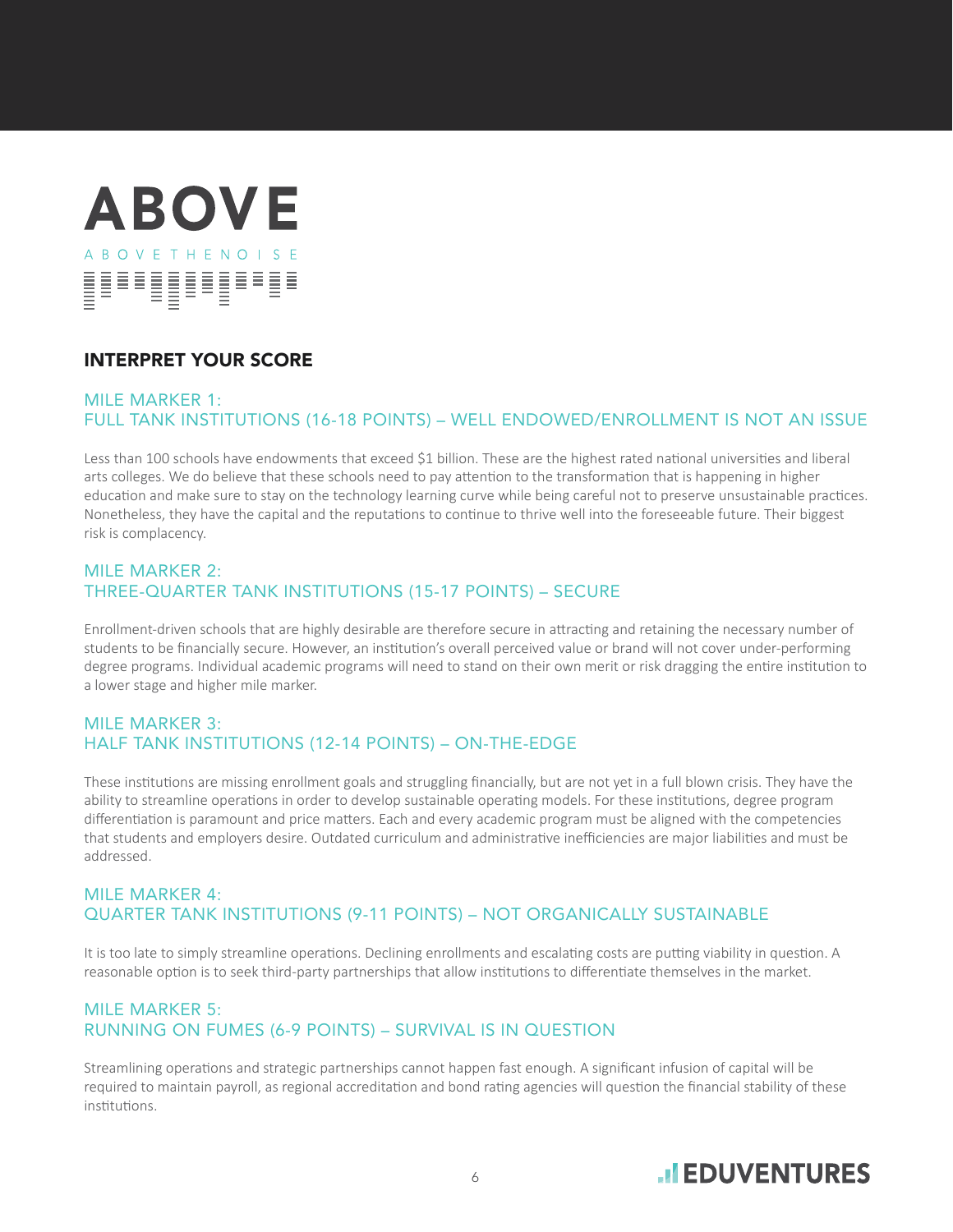# ABOVE

ABOVE THE NOISE

## INTERPRET YOUR SCORE

### MILE MARKER 1:
### FULL TANK INSTITUTIONS (16-18 POINTS) – WELL ENDOWED/ENROLLMENT IS NOT AN ISSUE

Less than 100 schools have endowments that exceed $1 billion. These are the highest rated national universities and liberal arts colleges. We do believe that these schools need to pay attention to the transformation that is happening in higher education and make sure to stay on the technology learning curve while being careful not to preserve unsustainable practices. Nonetheless, they have the capital and the reputations to continue to thrive well into the foreseeable future. Their biggest risk is complacency.

### MILE MARKER 2:
### THREE-QUARTER TANK INSTITUTIONS (15-17 POINTS) – SECURE

Enrollment-driven schools that are highly desirable are therefore secure in attracting and retaining the necessary number of students to be financially secure. However, an institution's overall perceived value or brand will not cover under-performing degree programs. Individual academic programs will need to stand on their own merit or risk dragging the entire institution to a lower stage and higher mile marker.

### MILE MARKER 3:
### HALF TANK INSTITUTIONS (12-14 POINTS) – ON-THE-EDGE

These institutions are missing enrollment goals and struggling financially, but are not yet in a full blown crisis. They have the ability to streamline operations in order to develop sustainable operating models. For these institutions, degree program differentiation is paramount and price matters. Each and every academic program must be aligned with the competencies that students and employers desire. Outdated curriculum and administrative inefficiencies are major liabilities and must be addressed.

### MILE MARKER 4:
### QUARTER TANK INSTITUTIONS (9-11 POINTS) – NOT ORGANICALLY SUSTAINABLE

It is too late to simply streamline operations. Declining enrollments and escalating costs are putting viability in question. A reasonable option is to seek third-party partnerships that allow institutions to differentiate themselves in the market.

### MILE MARKER 5:
### RUNNING ON FUMES (6-9 POINTS) – SURVIVAL IS IN QUESTION

Streamlining operations and strategic partnerships cannot happen fast enough. A significant infusion of capital will be required to maintain payroll, as regional accreditation and bond rating agencies will question the financial stability of these institutions.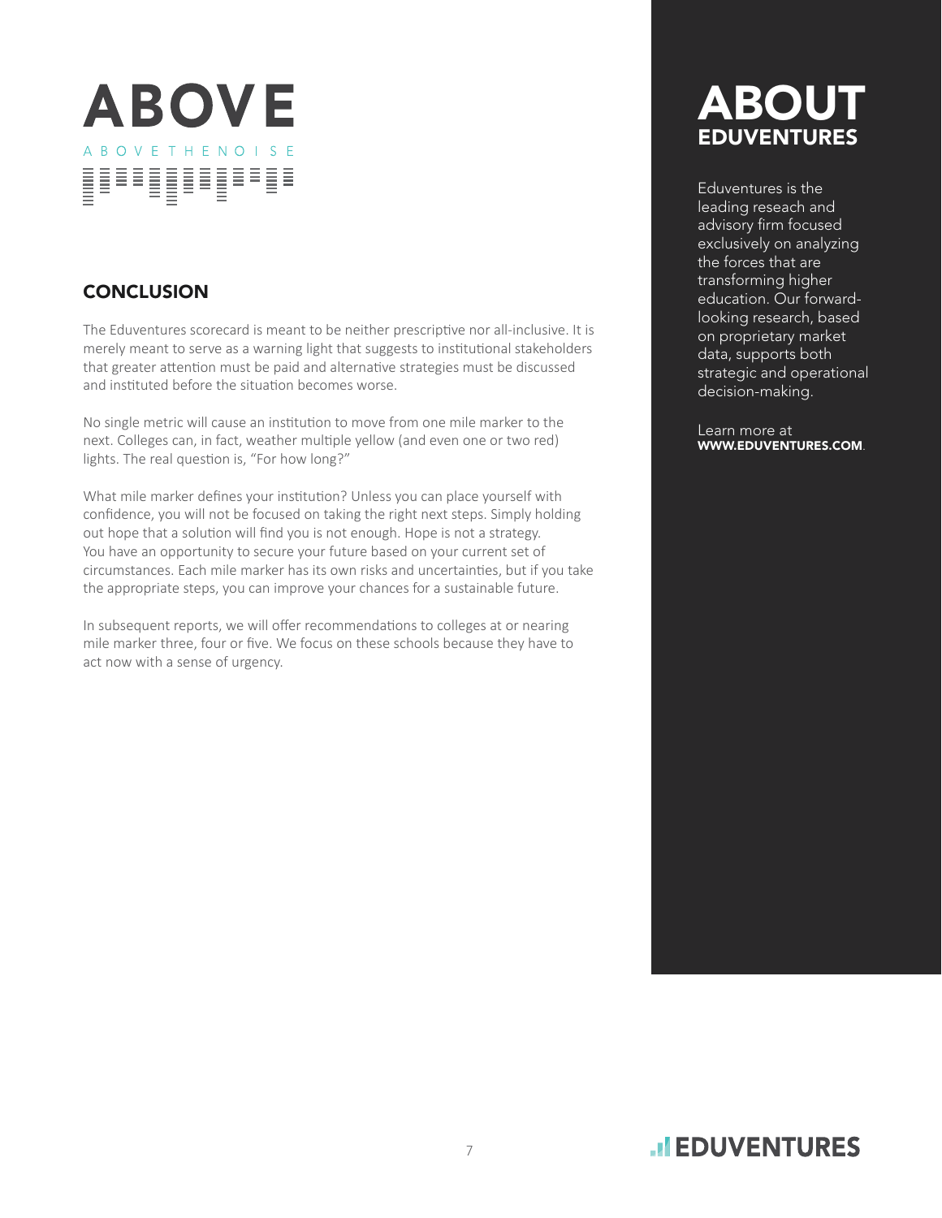# ABOVE

ABOVE THE NOISE

## CONCLUSION

The Eduventures scorecard is meant to be neither prescriptive nor all-inclusive. It is merely meant to serve as a warning light that suggests to institutional stakeholders that greater attention must be paid and alternative strategies must be discussed and instituted before the situation becomes worse.

No single metric will cause an institution to move from one mile marker to the next. Colleges can, in fact, weather multiple yellow (and even one or two red) lights. The real question is, "For how long?"

What mile marker defines your institution? Unless you can place yourself with confidence, you will not be focused on taking the right next steps. Simply holding out hope that a solution will find you is not enough. Hope is not a strategy. You have an opportunity to secure your future based on your current set of circumstances. Each mile marker has its own risks and uncertainties, but if you take the appropriate steps, you can improve your chances for a sustainable future.

In subsequent reports, we will offer recommendations to colleges at or nearing mile marker three, four or five. We focus on these schools because they have to act now with a sense of urgency.

## ABOUT EDUVENTURES

Eduventures is the leading reseach and advisory firm focused exclusively on analyzing the forces that are transforming higher education. Our forward-looking research, based on proprietary market data, supports both strategic and operational decision-making.

Learn more at **WWW.EDUVENTURES.COM**.

EDUVENTURES